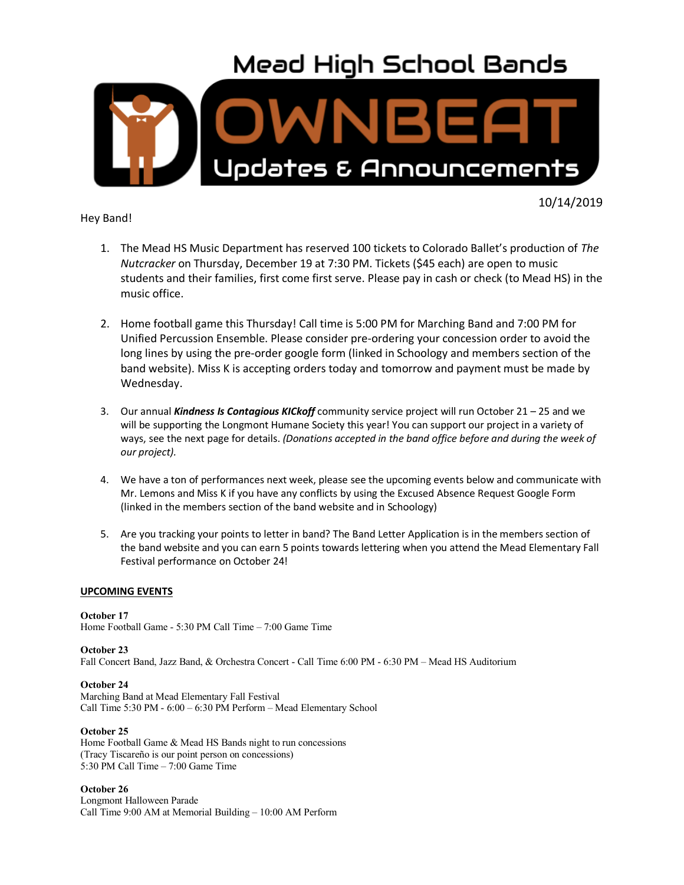# Mead High School Bands

# DOWNBEAT

## Updates & Announcements

10/14/2019

Hey Band!

1. The Mead HS Music Department has reserved 100 tickets to Colorado Ballet's production of *The Nutcracker* on Thursday, December 19 at 7:30 PM. Tickets ($45 each) are open to music students and their families, first come first serve. Please pay in cash or check (to Mead HS) in the music office.

2. Home football game this Thursday! Call time is 5:00 PM for Marching Band and 7:00 PM for Unified Percussion Ensemble. Please consider pre-ordering your concession order to avoid the long lines by using the pre-order google form (linked in Schoology and members section of the band website). Miss K is accepting orders today and tomorrow and payment must be made by Wednesday.

3. Our annual ***Kindness Is Contagious KICkoff*** community service project will run October 21 – 25 and we will be supporting the Longmont Humane Society this year! You can support our project in a variety of ways, see the next page for details. *(Donations accepted in the band office before and during the week of our project).*

4. We have a ton of performances next week, please see the upcoming events below and communicate with Mr. Lemons and Miss K if you have any conflicts by using the Excused Absence Request Google Form (linked in the members section of the band website and in Schoology)

5. Are you tracking your points to letter in band? The Band Letter Application is in the members section of the band website and you can earn 5 points towards lettering when you attend the Mead Elementary Fall Festival performance on October 24!

**UPCOMING EVENTS**

**October 17**
Home Football Game - 5:30 PM Call Time – 7:00 Game Time

**October 23**
Fall Concert Band, Jazz Band, & Orchestra Concert - Call Time 6:00 PM - 6:30 PM – Mead HS Auditorium

**October 24**
Marching Band at Mead Elementary Fall Festival
Call Time 5:30 PM - 6:00 – 6:30 PM Perform – Mead Elementary School

**October 25**
Home Football Game & Mead HS Bands night to run concessions
(Tracy Tiscareño is our point person on concessions)
5:30 PM Call Time – 7:00 Game Time

**October 26**
Longmont Halloween Parade
Call Time 9:00 AM at Memorial Building – 10:00 AM Perform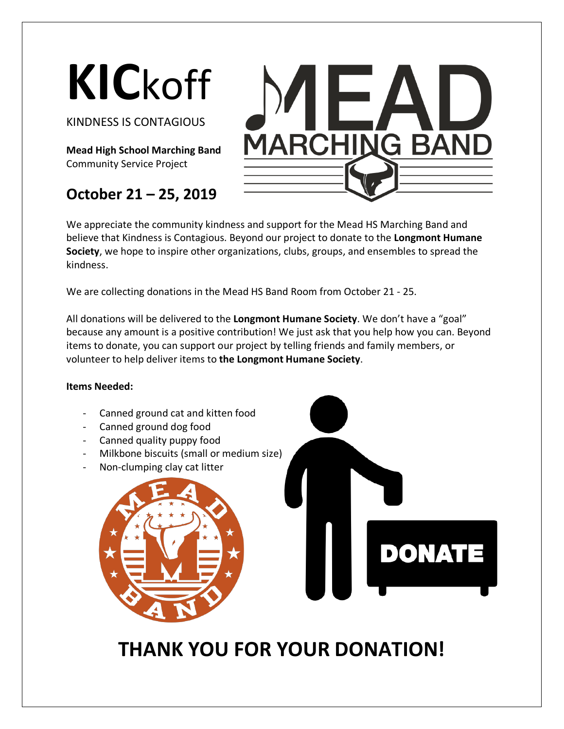# KICkoff

KINDNESS IS CONTAGIOUS

**Mead High School Marching Band**
Community Service Project

## October 21 – 25, 2019

We appreciate the community kindness and support for the Mead HS Marching Band and believe that Kindness is Contagious. Beyond our project to donate to the **Longmont Humane Society**, we hope to inspire other organizations, clubs, groups, and ensembles to spread the kindness.

We are collecting donations in the Mead HS Band Room from October 21 - 25.

All donations will be delivered to the **Longmont Humane Society**. We don't have a "goal" because any amount is a positive contribution! We just ask that you help how you can. Beyond items to donate, you can support our project by telling friends and family members, or volunteer to help deliver items to **the Longmont Humane Society**.

**Items Needed:**

- Canned ground cat and kitten food
- Canned ground dog food
- Canned quality puppy food
- Milkbone biscuits (small or medium size)
- Non-clumping clay cat litter

# THANK YOU FOR YOUR DONATION!